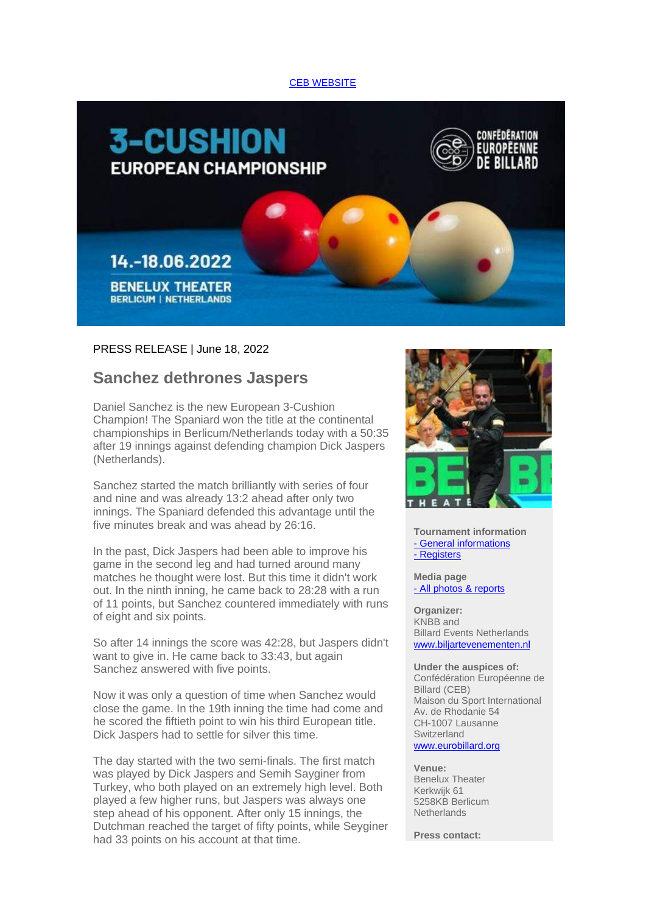CEB WEBSITE

PRESS RELEASE | June 18, 2022

## Sanchez dethrones Jaspers

Daniel Sanchez is the new European 3-Cushion Champion! The Spaniard won the title at the continental championships in Berlicum/Netherlands today with a 50:35 after 19 innings against defending champion Dick Jaspers (Netherlands).

Sanchez started the match brilliantly with series of four and nine and was already 13:2 ahead after only two innings. The Spaniard defended this advantage until the five minutes break and was ahead by 26:16.

In the past, Dick Jaspers had been able to improve his game in the second leg and had turned around many matches he thought were lost. But this time it didn't work out. In the ninth inning, he came back to 28:28 with a run of 11 points, but Sanchez countered immediately with runs of eight and six points.

So after 14 innings the score was 42:28, but Jaspers didn't want to give in. He came back to 33:43, but again Sanchez answered with five points.

Now it was only a question of time when Sanchez would close the game. In the 19th inning the time had come and he scored the fiftieth point to win his third European title. Dick Jaspers had to settle for silver this time.

The day started with the two semi-finals. The first match was played by Dick Jaspers and Semih Saygıner from Turkey, who both played on an extremely high level. Both played a few higher runs, but Jaspers was always one step ahead of his opponent. After only 15 innings, the Dutchman reached the target of fifty points, while Seygıner had 33 points on his account at that time.

**Tournament information**
- General informations
- Registers

**Media page**
- All photos & reports

**Organizer:**
KNBB and
Billard Events Netherlands
www.biljartevenementen.nl

**Under the auspices of:**
Confédération Européenne de Billard (CEB)
Maison du Sport International
Av. de Rhodanie 54
CH-1007 Lausanne
Switzerland
www.eurobillard.org

**Venue:**
Benelux Theater
Kerkwijk 61
5258KB Berlicum
Netherlands

**Press contact:**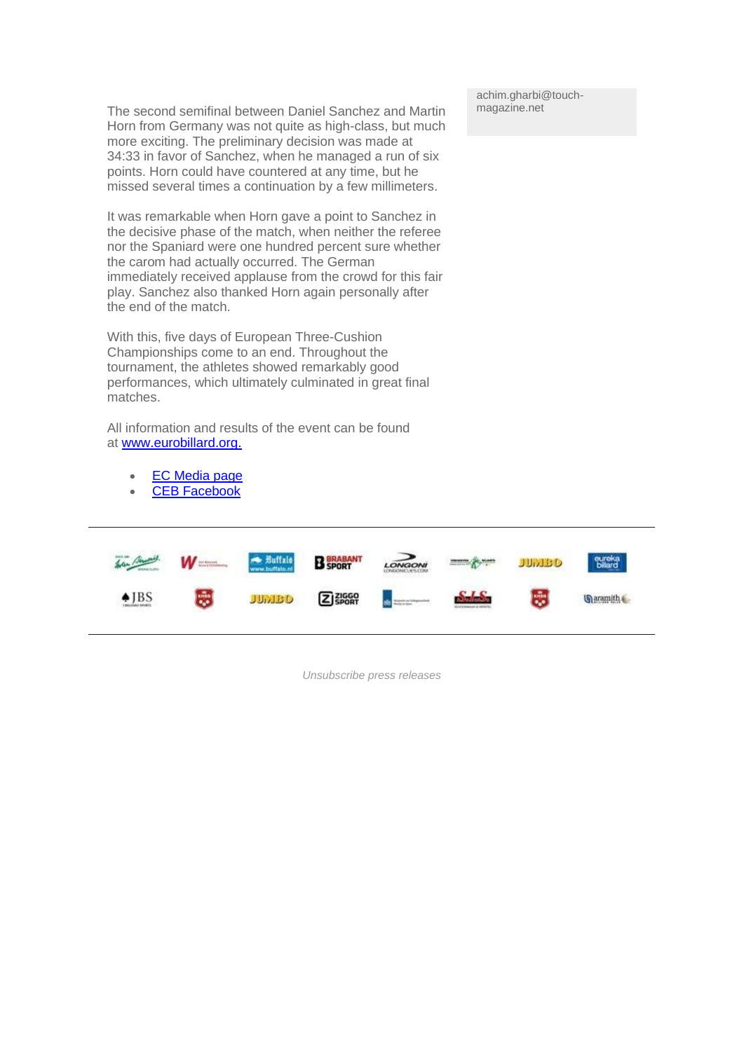achim.gharbi@touch-magazine.net

The second semifinal between Daniel Sanchez and Martin Horn from Germany was not quite as high-class, but much more exciting. The preliminary decision was made at 34:33 in favor of Sanchez, when he managed a run of six points. Horn could have countered at any time, but he missed several times a continuation by a few millimeters.

It was remarkable when Horn gave a point to Sanchez in the decisive phase of the match, when neither the referee nor the Spaniard were one hundred percent sure whether the carom had actually occurred. The German immediately received applause from the crowd for this fair play. Sanchez also thanked Horn again personally after the end of the match.

With this, five days of European Three-Cushion Championships come to an end. Throughout the tournament, the athletes showed remarkably good performances, which ultimately culminated in great final matches.

All information and results of the event can be found at www.eurobillard.org.

- EC Media page
- CEB Facebook

---

---

*Unsubscribe press releases*